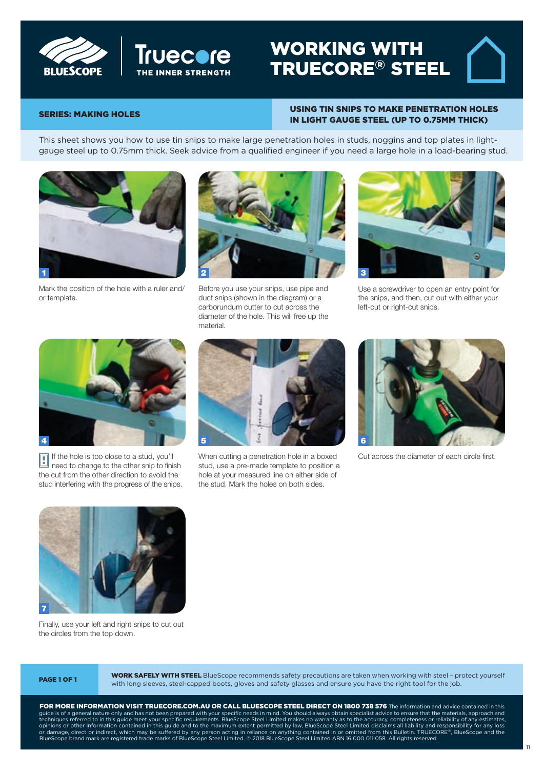# WORKING WITH TRUECORE® STEEL

**SERIES: MAKING HOLES**

## USING TIN SNIPS TO MAKE PENETRATION HOLES IN LIGHT GAUGE STEEL (UP TO 0.75MM THICK)

This sheet shows you how to use tin snips to make large penetration holes in studs, noggins and top plates in light-gauge steel up to 0.75mm thick. Seek advice from a qualified engineer if you need a large hole in a load-bearing stud.

1. Mark the position of the hole with a ruler and/or template.

2. Before you use your snips, use pipe and duct snips (shown in the diagram) or a carborundum cutter to cut across the diameter of the hole. This will free up the material.

3. Use a screwdriver to open an entry point for the snips, and then, cut out with either your left-cut or right-cut snips.

4. If the hole is too close to a stud, you'll need to change to the other snip to finish the cut from the other direction to avoid the stud interfering with the progress of the snips.

5. When cutting a penetration hole in a boxed stud, use a pre-made template to position a hole at your measured line on either side of the stud. Mark the holes on both sides.

6. Cut across the diameter of each circle first.

7. Finally, use your left and right snips to cut out the circles from the top down.

**WORK SAFELY WITH STEEL** BlueScope recommends safety precautions are taken when working with steel – protect yourself with long sleeves, steel-capped boots, gloves and safety glasses and ensure you have the right tool for the job.

**FOR MORE INFORMATION VISIT TRUECORE.COM.AU OR CALL BLUESCOPE STEEL DIRECT ON 1800 738 576** The information and advice contained in this guide is of a general nature only and has not been prepared with your specific needs in mind. You should always obtain specialist advice to ensure that the materials, approach and techniques referred to in this guide meet your specific requirements. BlueScope Steel Limited makes no warranty as to the accuracy, completeness or reliability of any estimates, opinions or other information contained in this guide and to the maximum extent permitted by law, BlueScope Steel Limited disclaims all liability and responsibility for any loss or damage, direct or indirect, which may be suffered by any person acting in reliance on anything contained in or omitted from this Bulletin. TRUECORE®, BlueScope and the BlueScope brand mark are registered trade marks of BlueScope Steel Limited. © 2018 BlueScope Steel Limited ABN 16 000 011 058. All rights reserved.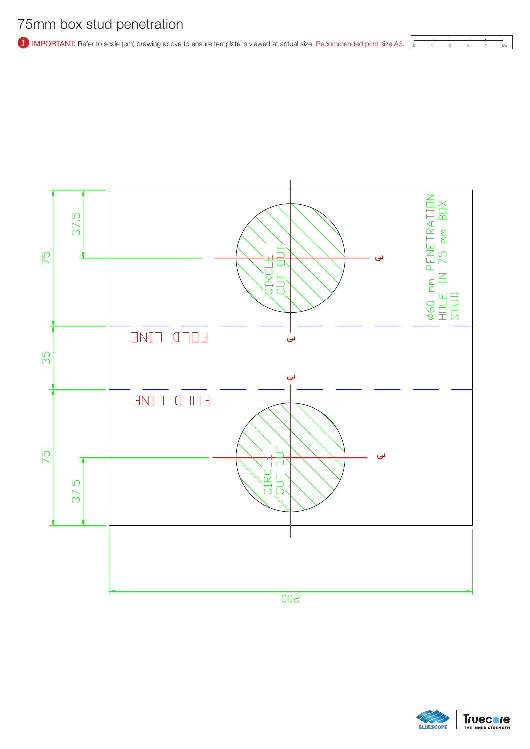# 75mm box stud penetration

**IMPORTANT:** Refer to scale (cm) drawing above to ensure template is viewed at actual size. Recommended print size A3.

0 1 2 3 4 5cm

Ø60 mm PENETRATION HOLE IN 75 mm BOX STUD

CIRCLE CUT OUT

FOLD LINE

FOLD LINE

CIRCLE CUT OUT

75

37.5

35

75

37.5

200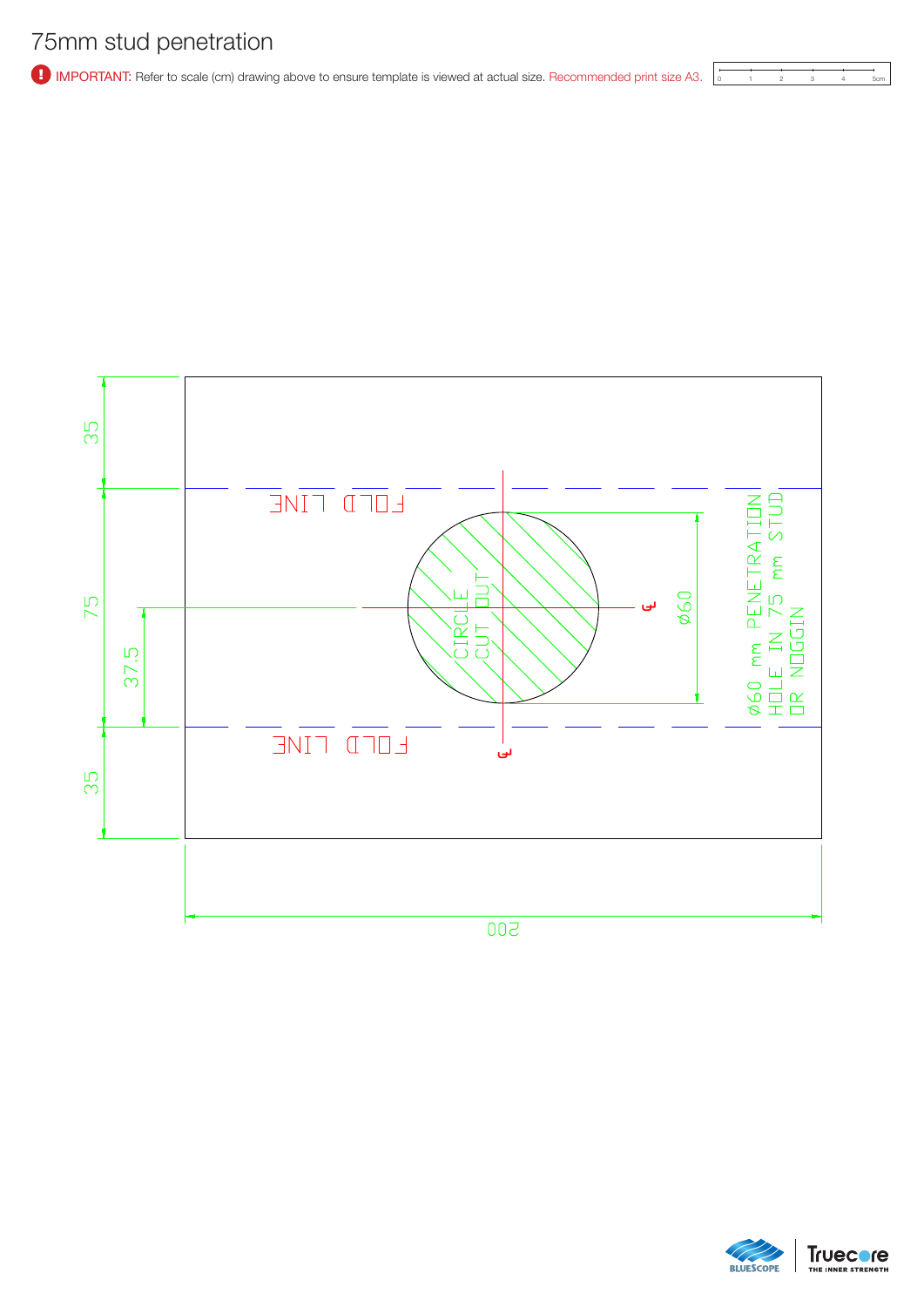# 75mm stud penetration

IMPORTANT: Refer to scale (cm) drawing above to ensure template is viewed at actual size. Recommended print size A3.

0 1 2 3 4 5cm

35

FOLD LINE

CIRCLE CUT OUT

Ø60

Ø60 mm PENETRATION HOLE IN 75 mm STUD OR NOGGIN

75

37.5

FOLD LINE

35

200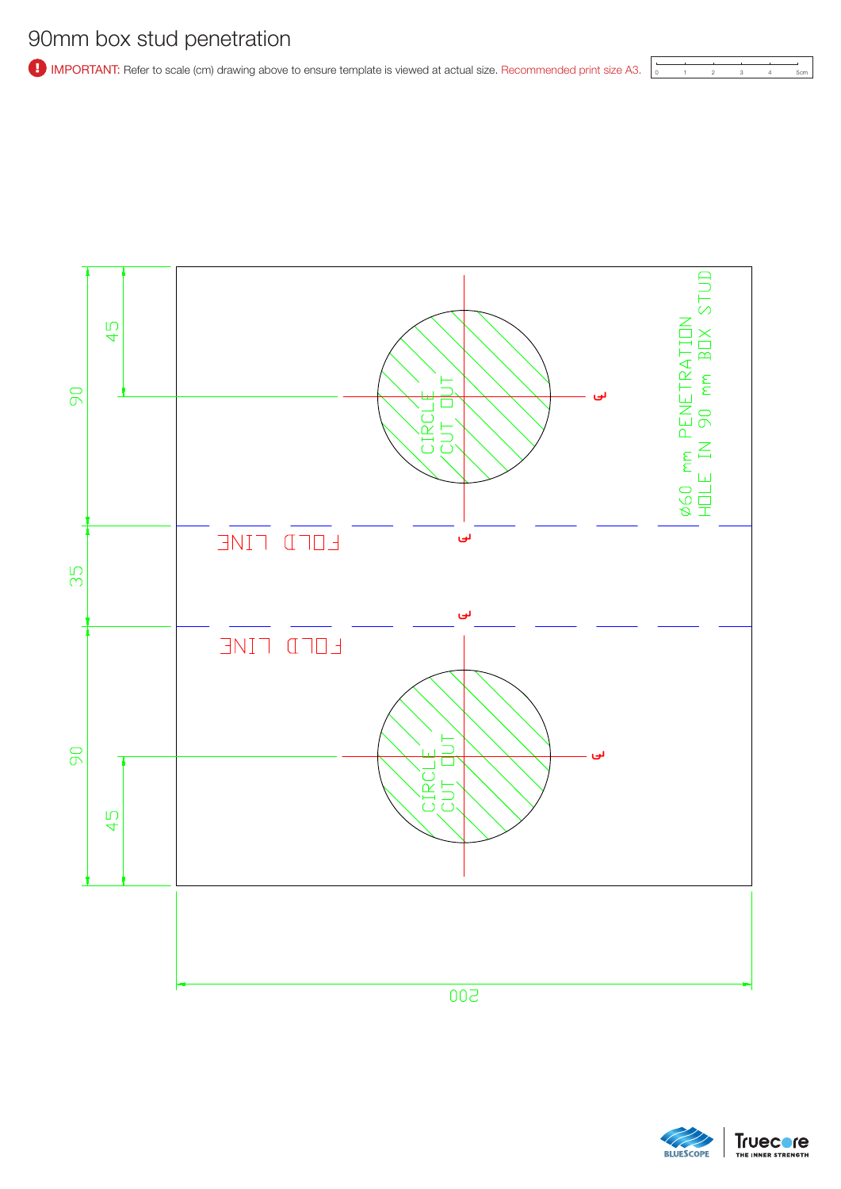# 90mm box stud penetration

**IMPORTANT:** Refer to scale (cm) drawing above to ensure template is viewed at actual size. Recommended print size A3.

0 1 2 3 4 5cm

Ø60 mm PENETRATION
HOLE IN 90 mm BOX STUD

CIRCLE
CUT OUT

FOLD LINE

FOLD LINE

CIRCLE
CUT OUT

90

45

35

90

45

200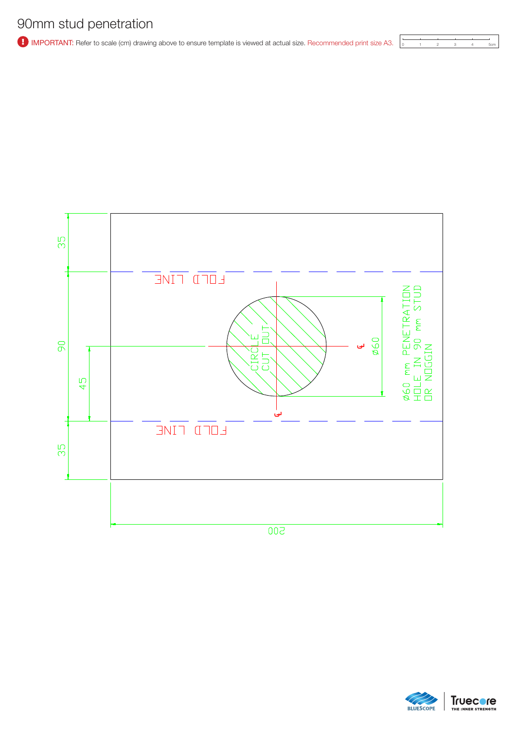# 90mm stud penetration

**IMPORTANT:** Refer to scale (cm) drawing above to ensure template is viewed at actual size. Recommended print size A3.

0 1 2 3 4 5cm

35

90

45

35

FOLD LINE

FOLD LINE

CIRCLE CUT OUT

Ø60

Ø60 mm PENETRATION HOLE IN 90 mm STUD OR NOGGIN

200